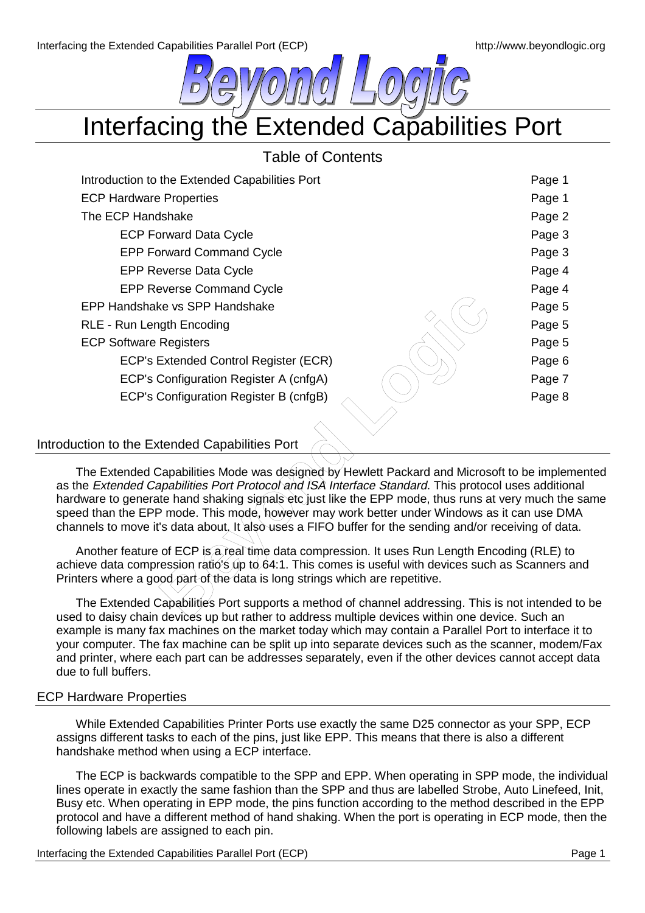# Interfacing the Extended Capabilities Port

## Table of Contents

| | |
|---|---|
| Introduction to the Extended Capabilities Port | Page 1 |
| ECP Hardware Properties | Page 1 |
| The ECP Handshake | Page 2 |
| ECP Forward Data Cycle | Page 3 |
| EPP Forward Command Cycle | Page 3 |
| EPP Reverse Data Cycle | Page 4 |
| EPP Reverse Command Cycle | Page 4 |
| EPP Handshake vs SPP Handshake | Page 5 |
| RLE - Run Length Encoding | Page 5 |
| ECP Software Registers | Page 5 |
| ECP's Extended Control Register (ECR) | Page 6 |
| ECP's Configuration Register A (cnfgA) | Page 7 |
| ECP's Configuration Register B (cnfgB) | Page 8 |

## Introduction to the Extended Capabilities Port

The Extended Capabilities Mode was designed by Hewlett Packard and Microsoft to be implemented as the *Extended Capabilities Port Protocol and ISA Interface Standard*. This protocol uses additional hardware to generate hand shaking signals etc just like the EPP mode, thus runs at very much the same speed than the EPP mode. This mode, however may work better under Windows as it can use DMA channels to move it's data about. It also uses a FIFO buffer for the sending and/or receiving of data.

Another feature of ECP is a real time data compression. It uses Run Length Encoding (RLE) to achieve data compression ratio's up to 64:1. This comes is useful with devices such as Scanners and Printers where a good part of the data is long strings which are repetitive.

The Extended Capabilities Port supports a method of channel addressing. This is not intended to be used to daisy chain devices up but rather to address multiple devices within one device. Such an example is many fax machines on the market today which may contain a Parallel Port to interface it to your computer. The fax machine can be split up into separate devices such as the scanner, modem/Fax and printer, where each part can be addresses separately, even if the other devices cannot accept data due to full buffers.

## ECP Hardware Properties

While Extended Capabilities Printer Ports use exactly the same D25 connector as your SPP, ECP assigns different tasks to each of the pins, just like EPP. This means that there is also a different handshake method when using a ECP interface.

The ECP is backwards compatible to the SPP and EPP. When operating in SPP mode, the individual lines operate in exactly the same fashion than the SPP and thus are labelled Strobe, Auto Linefeed, Init, Busy etc. When operating in EPP mode, the pins function according to the method described in the EPP protocol and have a different method of hand shaking. When the port is operating in ECP mode, then the following labels are assigned to each pin.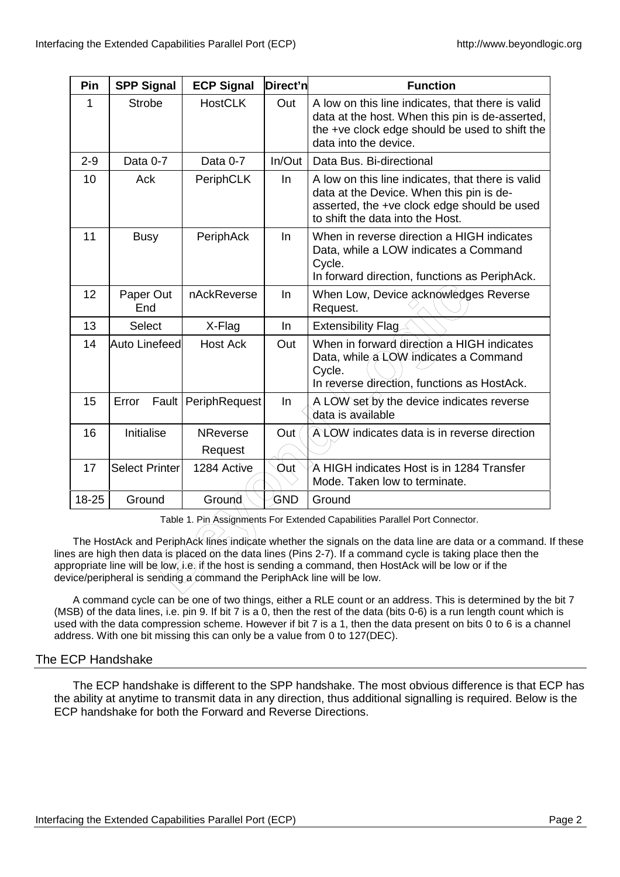| Pin | SPP Signal | ECP Signal | Direct'n | Function |
|---|---|---|---|---|
| 1 | Strobe | HostCLK | Out | A low on this line indicates, that there is valid data at the host. When this pin is de-asserted, the +ve clock edge should be used to shift the data into the device. |
| 2-9 | Data 0-7 | Data 0-7 | In/Out | Data Bus. Bi-directional |
| 10 | Ack | PeriphCLK | In | A low on this line indicates, that there is valid data at the Device. When this pin is de-asserted, the +ve clock edge should be used to shift the data into the Host. |
| 11 | Busy | PeriphAck | In | When in reverse direction a HIGH indicates Data, while a LOW indicates a Command Cycle. In forward direction, functions as PeriphAck. |
| 12 | Paper Out End | nAckReverse | In | When Low, Device acknowledges Reverse Request. |
| 13 | Select | X-Flag | In | Extensibility Flag |
| 14 | Auto Linefeed | Host Ack | Out | When in forward direction a HIGH indicates Data, while a LOW indicates a Command Cycle. In reverse direction, functions as HostAck. |
| 15 | Error Fault | PeriphRequest | In | A LOW set by the device indicates reverse data is available |
| 16 | Initialise | NReverse Request | Out | A LOW indicates data is in reverse direction |
| 17 | Select Printer | 1284 Active | Out | A HIGH indicates Host is in 1284 Transfer Mode. Taken low to terminate. |
| 18-25 | Ground | Ground | GND | Ground |

Table 1. Pin Assignments For Extended Capabilities Parallel Port Connector.

The HostAck and PeriphAck lines indicate whether the signals on the data line are data or a command. If these lines are high then data is placed on the data lines (Pins 2-7). If a command cycle is taking place then the appropriate line will be low, i.e. if the host is sending a command, then HostAck will be low or if the device/peripheral is sending a command the PeriphAck line will be low.

A command cycle can be one of two things, either a RLE count or an address. This is determined by the bit 7 (MSB) of the data lines, i.e. pin 9. If bit 7 is a 0, then the rest of the data (bits 0-6) is a run length count which is used with the data compression scheme. However if bit 7 is a 1, then the data present on bits 0 to 6 is a channel address. With one bit missing this can only be a value from 0 to 127(DEC).

## The ECP Handshake

The ECP handshake is different to the SPP handshake. The most obvious difference is that ECP has the ability at anytime to transmit data in any direction, thus additional signalling is required. Below is the ECP handshake for both the Forward and Reverse Directions.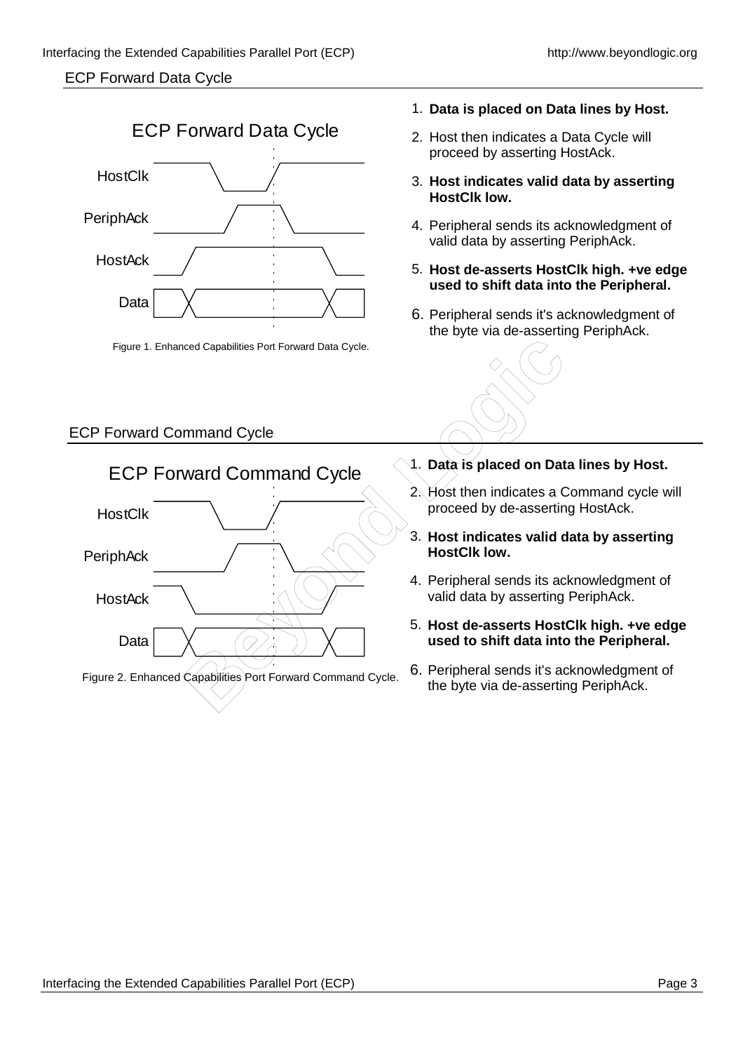## ECP Forward Data Cycle

Figure 1. Enhanced Capabilities Port Forward Data Cycle.

1. **Data is placed on Data lines by Host.**
2. Host then indicates a Data Cycle will proceed by asserting HostAck.
3. **Host indicates valid data by asserting HostClk low.**
4. Peripheral sends its acknowledgment of valid data by asserting PeriphAck.
5. **Host de-asserts HostClk high. +ve edge used to shift data into the Peripheral.**
6. Peripheral sends it's acknowledgment of the byte via de-asserting PeriphAck.

## ECP Forward Command Cycle

Figure 2. Enhanced Capabilities Port Forward Command Cycle.

1. **Data is placed on Data lines by Host.**
2. Host then indicates a Command cycle will proceed by de-asserting HostAck.
3. **Host indicates valid data by asserting HostClk low.**
4. Peripheral sends its acknowledgment of valid data by asserting PeriphAck.
5. **Host de-asserts HostClk high. +ve edge used to shift data into the Peripheral.**
6. Peripheral sends it's acknowledgment of the byte via de-asserting PeriphAck.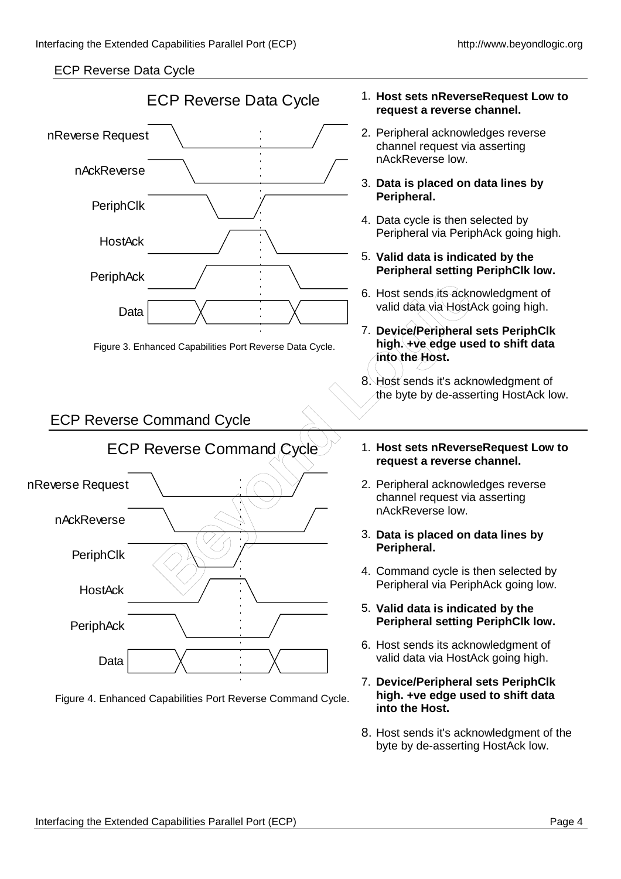## ECP Reverse Data Cycle

Figure 3. Enhanced Capabilities Port Reverse Data Cycle.

1. **Host sets nReverseRequest Low to request a reverse channel.**
2. Peripheral acknowledges reverse channel request via asserting nAckReverse low.
3. **Data is placed on data lines by Peripheral.**
4. Data cycle is then selected by Peripheral via PeriphAck going high.
5. **Valid data is indicated by the Peripheral setting PeriphClk low.**
6. Host sends its acknowledgment of valid data via HostAck going high.
7. **Device/Peripheral sets PeriphClk high. +ve edge used to shift data into the Host.**
8. Host sends it's acknowledgment of the byte by de-asserting HostAck low.

## ECP Reverse Command Cycle

Figure 4. Enhanced Capabilities Port Reverse Command Cycle.

1. **Host sets nReverseRequest Low to request a reverse channel.**
2. Peripheral acknowledges reverse channel request via asserting nAckReverse low.
3. **Data is placed on data lines by Peripheral.**
4. Command cycle is then selected by Peripheral via PeriphAck going low.
5. **Valid data is indicated by the Peripheral setting PeriphClk low.**
6. Host sends its acknowledgment of valid data via HostAck going high.
7. **Device/Peripheral sets PeriphClk high. +ve edge used to shift data into the Host.**
8. Host sends it's acknowledgment of the byte by de-asserting HostAck low.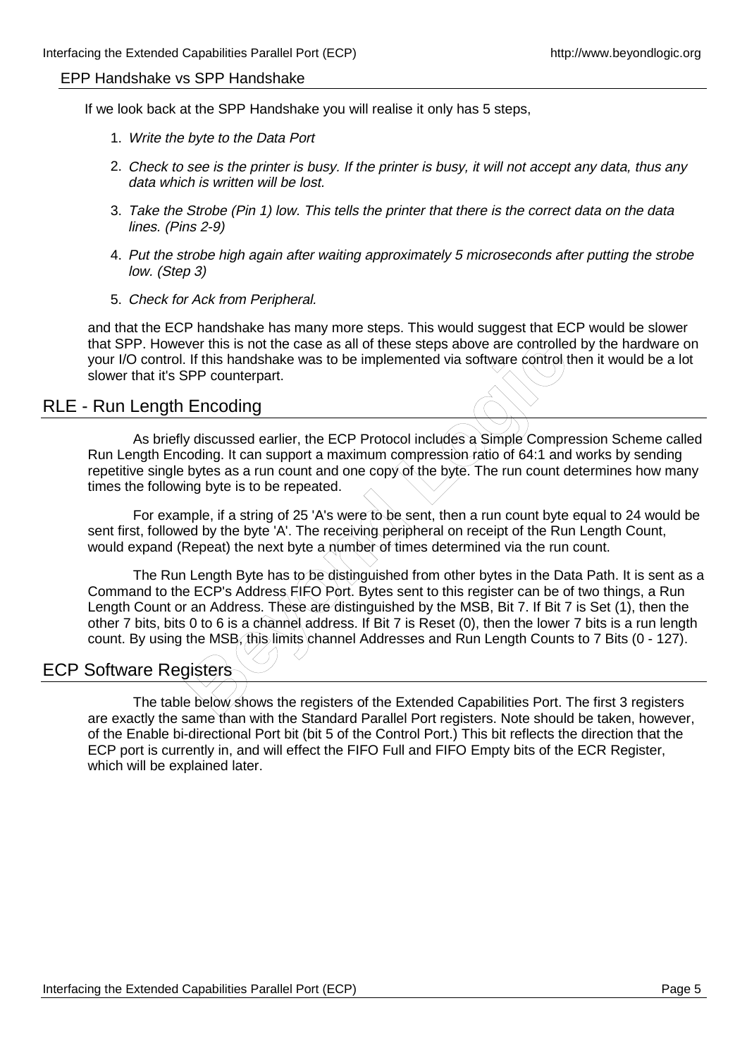### EPP Handshake vs SPP Handshake

If we look back at the SPP Handshake you will realise it only has 5 steps,

1. *Write the byte to the Data Port*
2. *Check to see is the printer is busy. If the printer is busy, it will not accept any data, thus any data which is written will be lost.*
3. *Take the Strobe (Pin 1) low. This tells the printer that there is the correct data on the data lines. (Pins 2-9)*
4. *Put the strobe high again after waiting approximately 5 microseconds after putting the strobe low. (Step 3)*
5. *Check for Ack from Peripheral.*

and that the ECP handshake has many more steps. This would suggest that ECP would be slower that SPP. However this is not the case as all of these steps above are controlled by the hardware on your I/O control. If this handshake was to be implemented via software control then it would be a lot slower that it's SPP counterpart.

## RLE - Run Length Encoding

As briefly discussed earlier, the ECP Protocol includes a Simple Compression Scheme called Run Length Encoding. It can support a maximum compression ratio of 64:1 and works by sending repetitive single bytes as a run count and one copy of the byte. The run count determines how many times the following byte is to be repeated.

For example, if a string of 25 'A's were to be sent, then a run count byte equal to 24 would be sent first, followed by the byte 'A'. The receiving peripheral on receipt of the Run Length Count, would expand (Repeat) the next byte a number of times determined via the run count.

The Run Length Byte has to be distinguished from other bytes in the Data Path. It is sent as a Command to the ECP's Address FIFO Port. Bytes sent to this register can be of two things, a Run Length Count or an Address. These are distinguished by the MSB, Bit 7. If Bit 7 is Set (1), then the other 7 bits, bits 0 to 6 is a channel address. If Bit 7 is Reset (0), then the lower 7 bits is a run length count. By using the MSB, this limits channel Addresses and Run Length Counts to 7 Bits (0 - 127).

## ECP Software Registers

The table below shows the registers of the Extended Capabilities Port. The first 3 registers are exactly the same than with the Standard Parallel Port registers. Note should be taken, however, of the Enable bi-directional Port bit (bit 5 of the Control Port.) This bit reflects the direction that the ECP port is currently in, and will effect the FIFO Full and FIFO Empty bits of the ECR Register, which will be explained later.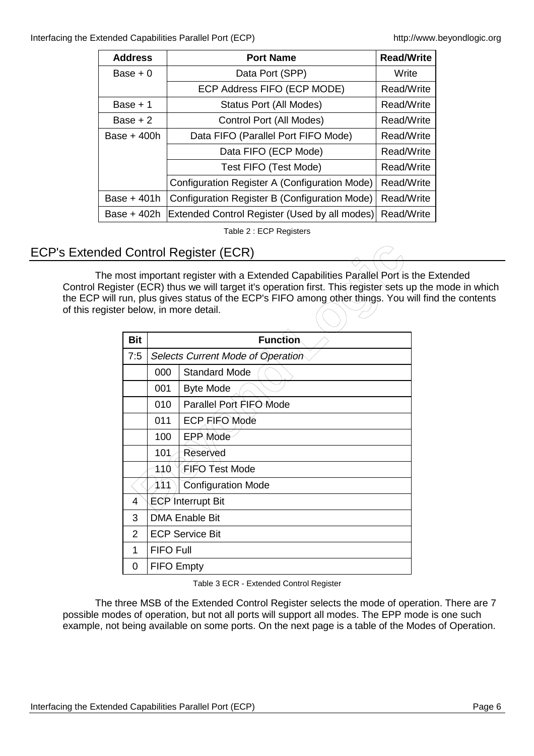| Address | Port Name | Read/Write |
|---|---|---|
| Base + 0 | Data Port (SPP) | Write |
| | ECP Address FIFO (ECP MODE) | Read/Write |
| Base + 1 | Status Port (All Modes) | Read/Write |
| Base + 2 | Control Port (All Modes) | Read/Write |
| Base + 400h | Data FIFO (Parallel Port FIFO Mode) | Read/Write |
| | Data FIFO (ECP Mode) | Read/Write |
| | Test FIFO (Test Mode) | Read/Write |
| | Configuration Register A (Configuration Mode) | Read/Write |
| Base + 401h | Configuration Register B (Configuration Mode) | Read/Write |
| Base + 402h | Extended Control Register (Used by all modes) | Read/Write |

Table 2 : ECP Registers

## ECP's Extended Control Register (ECR)

The most important register with a Extended Capabilities Parallel Port is the Extended Control Register (ECR) thus we will target it's operation first. This register sets up the mode in which the ECP will run, plus gives status of the ECP's FIFO among other things. You will find the contents of this register below, in more detail.

| Bit | Function | |
|---|---|---|
| 7:5 | *Selects Current Mode of Operation* | |
| | 000 | Standard Mode |
| | 001 | Byte Mode |
| | 010 | Parallel Port FIFO Mode |
| | 011 | ECP FIFO Mode |
| | 100 | EPP Mode |
| | 101 | Reserved |
| | 110 | FIFO Test Mode |
| | 111 | Configuration Mode |
| 4 | ECP Interrupt Bit | |
| 3 | DMA Enable Bit | |
| 2 | ECP Service Bit | |
| 1 | FIFO Full | |
| 0 | FIFO Empty | |

Table 3 ECR - Extended Control Register

The three MSB of the Extended Control Register selects the mode of operation. There are 7 possible modes of operation, but not all ports will support all modes. The EPP mode is one such example, not being available on some ports. On the next page is a table of the Modes of Operation.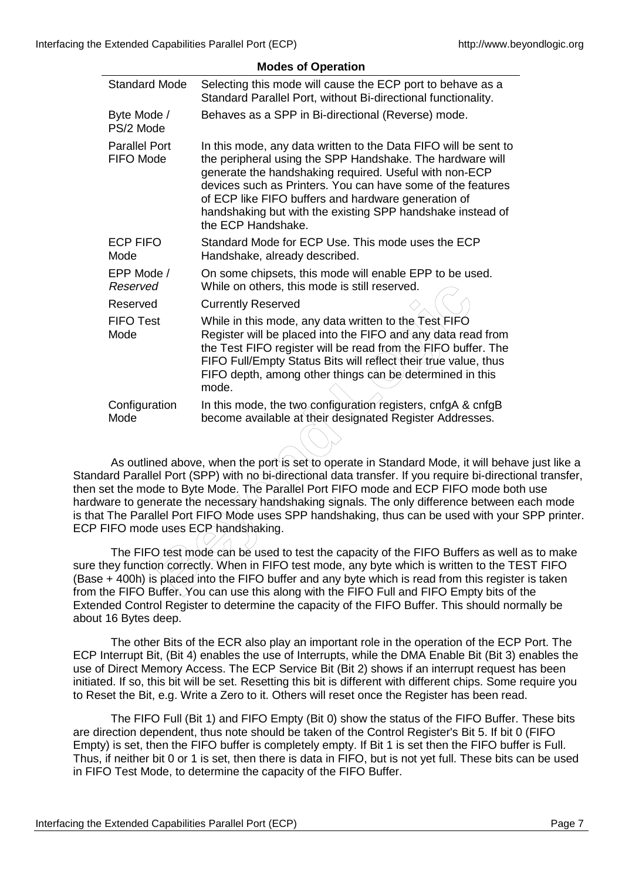**Modes of Operation**

| | |
|---|---|
| Standard Mode | Selecting this mode will cause the ECP port to behave as a Standard Parallel Port, without Bi-directional functionality. |
| Byte Mode / PS/2 Mode | Behaves as a SPP in Bi-directional (Reverse) mode. |
| Parallel Port FIFO Mode | In this mode, any data written to the Data FIFO will be sent to the peripheral using the SPP Handshake. The hardware will generate the handshaking required. Useful with non-ECP devices such as Printers. You can have some of the features of ECP like FIFO buffers and hardware generation of handshaking but with the existing SPP handshake instead of the ECP Handshake. |
| ECP FIFO Mode | Standard Mode for ECP Use. This mode uses the ECP Handshake, already described. |
| EPP Mode / *Reserved* | On some chipsets, this mode will enable EPP to be used. While on others, this mode is still reserved. |
| Reserved | Currently Reserved |
| FIFO Test Mode | While in this mode, any data written to the Test FIFO Register will be placed into the FIFO and any data read from the Test FIFO register will be read from the FIFO buffer. The FIFO Full/Empty Status Bits will reflect their true value, thus FIFO depth, among other things can be determined in this mode. |
| Configuration Mode | In this mode, the two configuration registers, cnfgA & cnfgB become available at their designated Register Addresses. |

As outlined above, when the port is set to operate in Standard Mode, it will behave just like a Standard Parallel Port (SPP) with no bi-directional data transfer. If you require bi-directional transfer, then set the mode to Byte Mode. The Parallel Port FIFO mode and ECP FIFO mode both use hardware to generate the necessary handshaking signals. The only difference between each mode is that The Parallel Port FIFO Mode uses SPP handshaking, thus can be used with your SPP printer. ECP FIFO mode uses ECP handshaking.

The FIFO test mode can be used to test the capacity of the FIFO Buffers as well as to make sure they function correctly. When in FIFO test mode, any byte which is written to the TEST FIFO (Base + 400h) is placed into the FIFO buffer and any byte which is read from this register is taken from the FIFO Buffer. You can use this along with the FIFO Full and FIFO Empty bits of the Extended Control Register to determine the capacity of the FIFO Buffer. This should normally be about 16 Bytes deep.

The other Bits of the ECR also play an important role in the operation of the ECP Port. The ECP Interrupt Bit, (Bit 4) enables the use of Interrupts, while the DMA Enable Bit (Bit 3) enables the use of Direct Memory Access. The ECP Service Bit (Bit 2) shows if an interrupt request has been initiated. If so, this bit will be set. Resetting this bit is different with different chips. Some require you to Reset the Bit, e.g. Write a Zero to it. Others will reset once the Register has been read.

The FIFO Full (Bit 1) and FIFO Empty (Bit 0) show the status of the FIFO Buffer. These bits are direction dependent, thus note should be taken of the Control Register's Bit 5. If bit 0 (FIFO Empty) is set, then the FIFO buffer is completely empty. If Bit 1 is set then the FIFO buffer is Full. Thus, if neither bit 0 or 1 is set, then there is data in FIFO, but is not yet full. These bits can be used in FIFO Test Mode, to determine the capacity of the FIFO Buffer.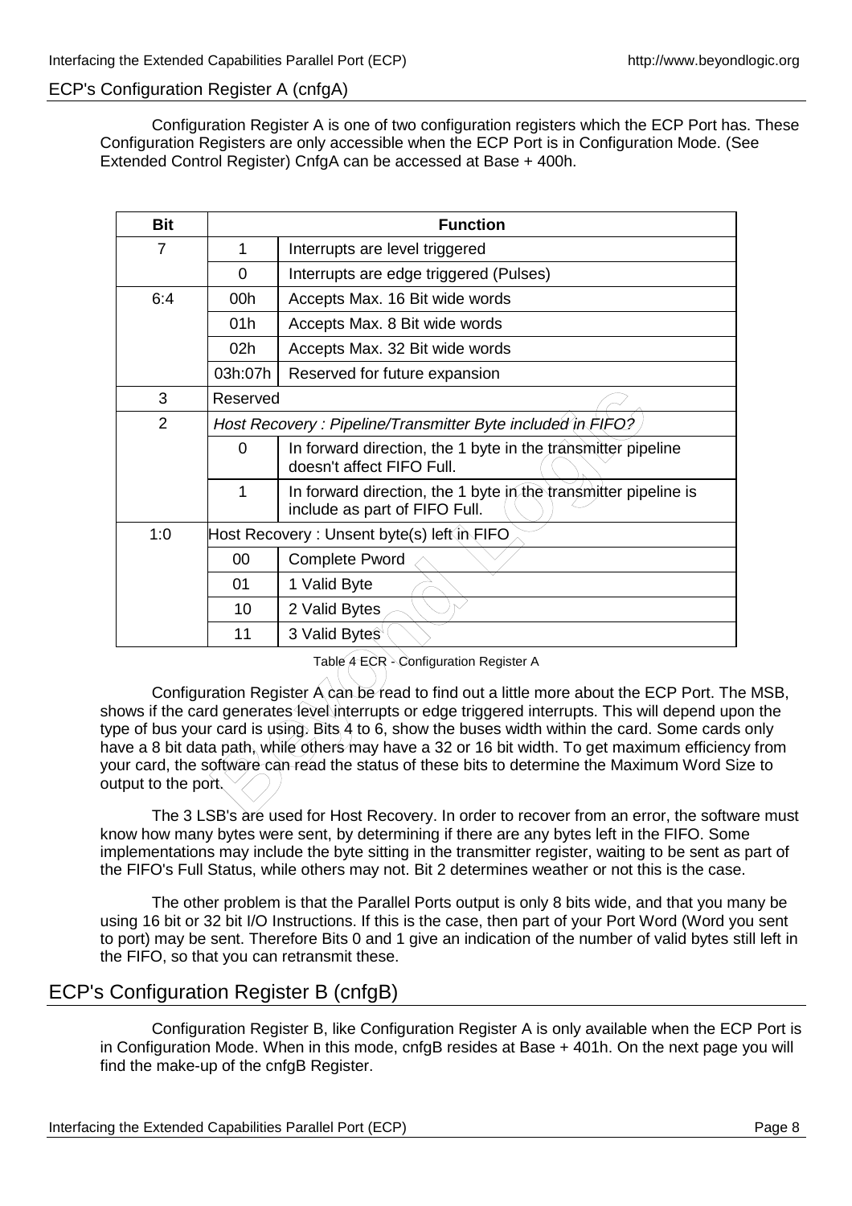## ECP's Configuration Register A (cnfgA)

Configuration Register A is one of two configuration registers which the ECP Port has. These Configuration Registers are only accessible when the ECP Port is in Configuration Mode. (See Extended Control Register) CnfgA can be accessed at Base + 400h.

| Bit | Function | |
|---|---|---|
| 7 | 1 | Interrupts are level triggered |
| | 0 | Interrupts are edge triggered (Pulses) |
| 6:4 | 00h | Accepts Max. 16 Bit wide words |
| | 01h | Accepts Max. 8 Bit wide words |
| | 02h | Accepts Max. 32 Bit wide words |
| | 03h:07h | Reserved for future expansion |
| 3 | Reserved | |
| 2 | *Host Recovery : Pipeline/Transmitter Byte included in FIFO?* | |
| | 0 | In forward direction, the 1 byte in the transmitter pipeline doesn't affect FIFO Full. |
| | 1 | In forward direction, the 1 byte in the transmitter pipeline is include as part of FIFO Full. |
| 1:0 | Host Recovery : Unsent byte(s) left in FIFO | |
| | 00 | Complete Pword |
| | 01 | 1 Valid Byte |
| | 10 | 2 Valid Bytes |
| | 11 | 3 Valid Bytes |

Table 4 ECR - Configuration Register A

Configuration Register A can be read to find out a little more about the ECP Port. The MSB, shows if the card generates level interrupts or edge triggered interrupts. This will depend upon the type of bus your card is using. Bits 4 to 6, show the buses width within the card. Some cards only have a 8 bit data path, while others may have a 32 or 16 bit width. To get maximum efficiency from your card, the software can read the status of these bits to determine the Maximum Word Size to output to the port.

The 3 LSB's are used for Host Recovery. In order to recover from an error, the software must know how many bytes were sent, by determining if there are any bytes left in the FIFO. Some implementations may include the byte sitting in the transmitter register, waiting to be sent as part of the FIFO's Full Status, while others may not. Bit 2 determines weather or not this is the case.

The other problem is that the Parallel Ports output is only 8 bits wide, and that you many be using 16 bit or 32 bit I/O Instructions. If this is the case, then part of your Port Word (Word you sent to port) may be sent. Therefore Bits 0 and 1 give an indication of the number of valid bytes still left in the FIFO, so that you can retransmit these.

## ECP's Configuration Register B (cnfgB)

Configuration Register B, like Configuration Register A is only available when the ECP Port is in Configuration Mode. When in this mode, cnfgB resides at Base + 401h. On the next page you will find the make-up of the cnfgB Register.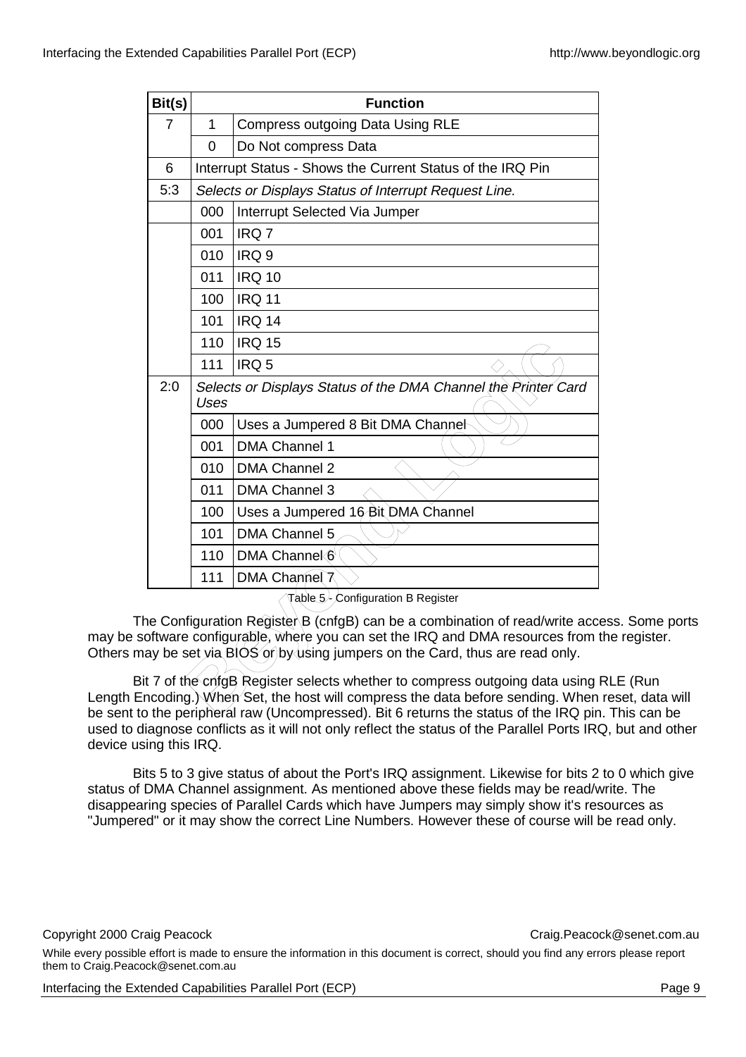| Bit(s) | Function | |
|---|---|---|
| 7 | 1 | Compress outgoing Data Using RLE |
| | 0 | Do Not compress Data |
| 6 | Interrupt Status - Shows the Current Status of the IRQ Pin | |
| 5:3 | *Selects or Displays Status of Interrupt Request Line.* | |
| | 000 | Interrupt Selected Via Jumper |
| | 001 | IRQ 7 |
| | 010 | IRQ 9 |
| | 011 | IRQ 10 |
| | 100 | IRQ 11 |
| | 101 | IRQ 14 |
| | 110 | IRQ 15 |
| | 111 | IRQ 5 |
| 2:0 | *Selects or Displays Status of the DMA Channel the Printer Card Uses* | |
| | 000 | Uses a Jumpered 8 Bit DMA Channel |
| | 001 | DMA Channel 1 |
| | 010 | DMA Channel 2 |
| | 011 | DMA Channel 3 |
| | 100 | Uses a Jumpered 16 Bit DMA Channel |
| | 101 | DMA Channel 5 |
| | 110 | DMA Channel 6 |
| | 111 | DMA Channel 7 |

Table 5 - Configuration B Register

The Configuration Register B (cnfgB) can be a combination of read/write access. Some ports may be software configurable, where you can set the IRQ and DMA resources from the register. Others may be set via BIOS or by using jumpers on the Card, thus are read only.

Bit 7 of the cnfgB Register selects whether to compress outgoing data using RLE (Run Length Encoding.) When Set, the host will compress the data before sending. When reset, data will be sent to the peripheral raw (Uncompressed). Bit 6 returns the status of the IRQ pin. This can be used to diagnose conflicts as it will not only reflect the status of the Parallel Ports IRQ, but and other device using this IRQ.

Bits 5 to 3 give status of about the Port's IRQ assignment. Likewise for bits 2 to 0 which give status of DMA Channel assignment. As mentioned above these fields may be read/write. The disappearing species of Parallel Cards which have Jumpers may simply show it's resources as "Jumpered" or it may show the correct Line Numbers. However these of course will be read only.